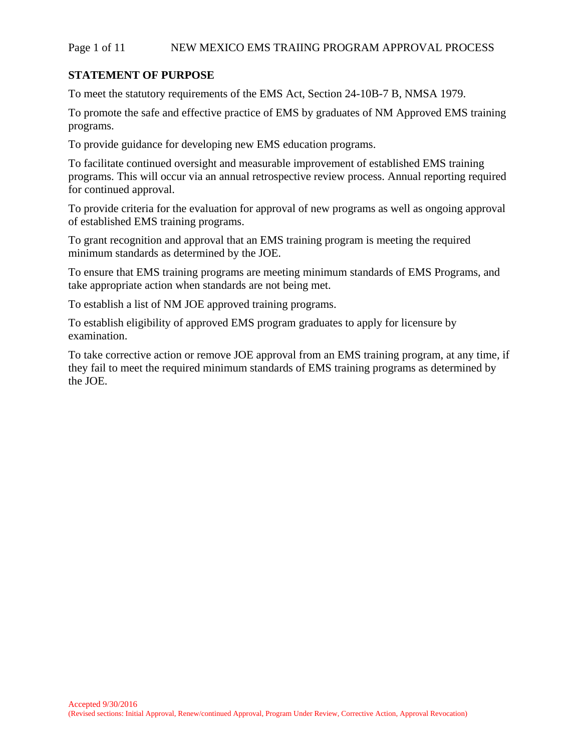## STATEMENT OF PURPOSE

To meet the statutory requirements of the EMS Act, Section 24-10B-7 B, NMSA 1979.

To promote the safe and effective practice of EMS by graduates of NM Approved EMS training programs.

To provide guidance for developing new EMS education programs.

To facilitate continued oversight and measurable improvement of established EMS training programs. This will occur via an annual retrospective review process. Annual reporting required for continued approval.

To provide criteria for the evaluation for approval of new programs as well as ongoing approval of established EMS training programs.

To grant recognition and approval that an EMS training program is meeting the required minimum standards as determined by the JOE.

To ensure that EMS training programs are meeting minimum standards of EMS Programs, and take appropriate action when standards are not being met.

To establish a list of NM JOE approved training programs.

To establish eligibility of approved EMS program graduates to apply for licensure by examination.

To take corrective action or remove JOE approval from an EMS training program, at any time, if they fail to meet the required minimum standards of EMS training programs as determined by the JOE.

Accepted 9/30/2016
(Revised sections: Initial Approval, Renew/continued Approval, Program Under Review, Corrective Action, Approval Revocation)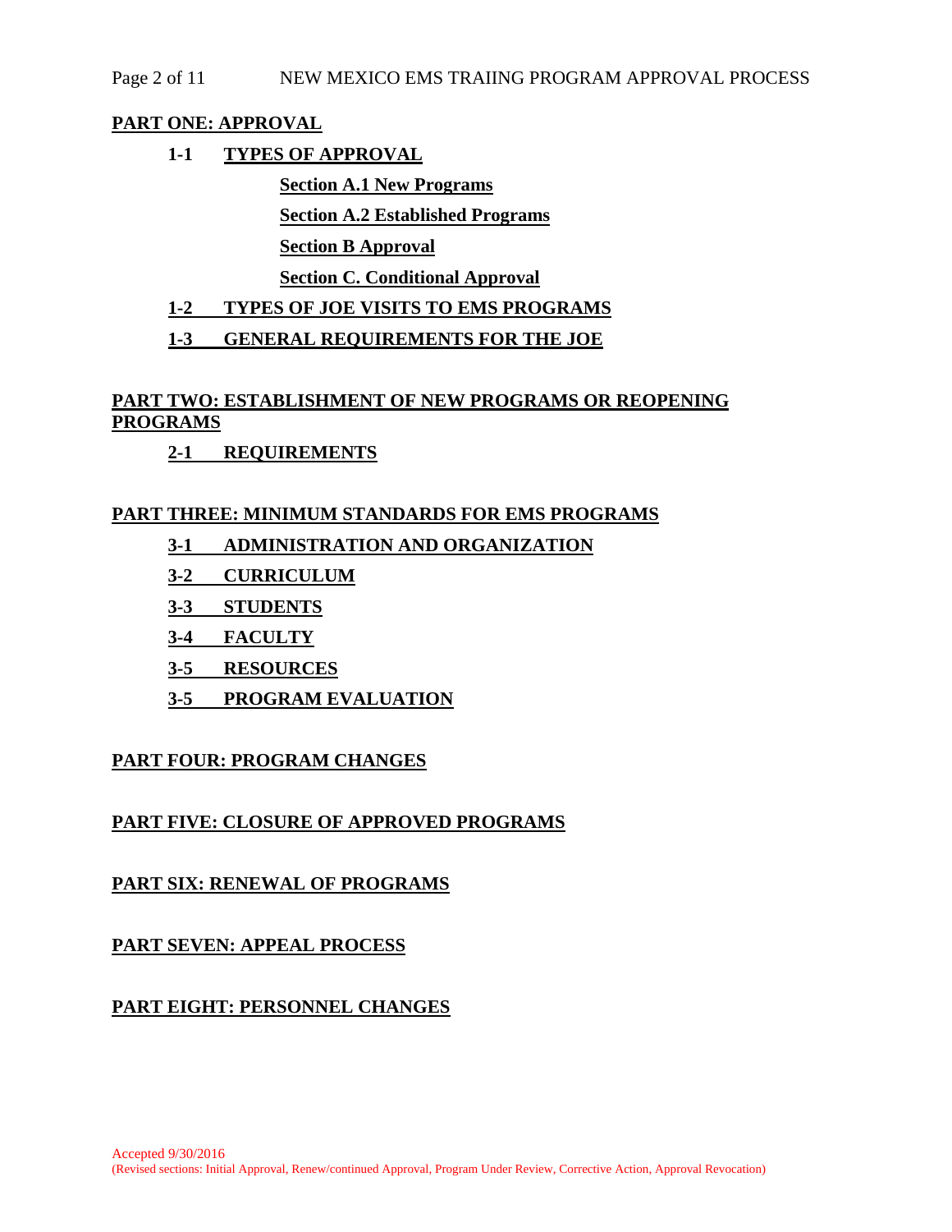## PART ONE: APPROVAL

**1-1 TYPES OF APPROVAL**

**Section A.1 New Programs**

**Section A.2 Established Programs**

**Section B Approval**

**Section C. Conditional Approval**

**1-2 TYPES OF JOE VISITS TO EMS PROGRAMS**

**1-3 GENERAL REQUIREMENTS FOR THE JOE**

## PART TWO: ESTABLISHMENT OF NEW PROGRAMS OR REOPENING PROGRAMS

**2-1 REQUIREMENTS**

## PART THREE: MINIMUM STANDARDS FOR EMS PROGRAMS

**3-1 ADMINISTRATION AND ORGANIZATION**

**3-2 CURRICULUM**

**3-3 STUDENTS**

**3-4 FACULTY**

**3-5 RESOURCES**

**3-5 PROGRAM EVALUATION**

## PART FOUR: PROGRAM CHANGES

## PART FIVE: CLOSURE OF APPROVED PROGRAMS

## PART SIX: RENEWAL OF PROGRAMS

## PART SEVEN: APPEAL PROCESS

## PART EIGHT: PERSONNEL CHANGES

Accepted 9/30/2016
(Revised sections: Initial Approval, Renew/continued Approval, Program Under Review, Corrective Action, Approval Revocation)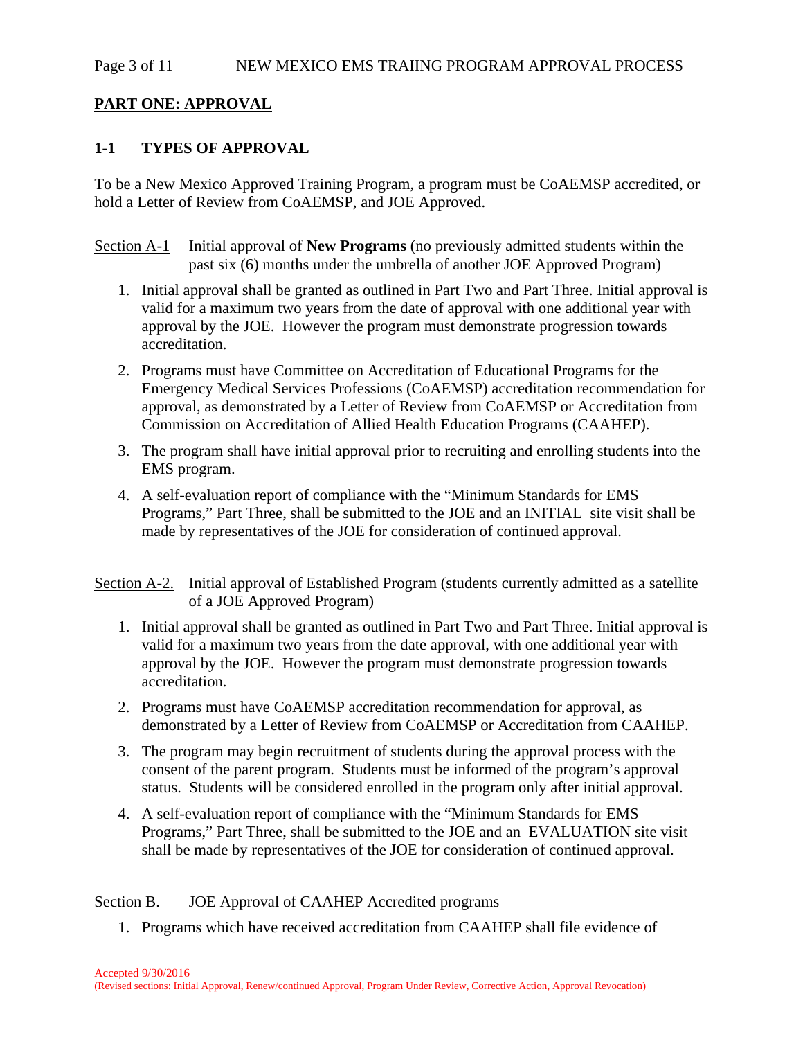## PART ONE: APPROVAL

### 1-1 TYPES OF APPROVAL

To be a New Mexico Approved Training Program, a program must be CoAEMSP accredited, or hold a Letter of Review from CoAEMSP, and JOE Approved.

Section A-1 Initial approval of **New Programs** (no previously admitted students within the past six (6) months under the umbrella of another JOE Approved Program)

1. Initial approval shall be granted as outlined in Part Two and Part Three. Initial approval is valid for a maximum two years from the date of approval with one additional year with approval by the JOE. However the program must demonstrate progression towards accreditation.
2. Programs must have Committee on Accreditation of Educational Programs for the Emergency Medical Services Professions (CoAEMSP) accreditation recommendation for approval, as demonstrated by a Letter of Review from CoAEMSP or Accreditation from Commission on Accreditation of Allied Health Education Programs (CAAHEP).
3. The program shall have initial approval prior to recruiting and enrolling students into the EMS program.
4. A self-evaluation report of compliance with the "Minimum Standards for EMS Programs," Part Three, shall be submitted to the JOE and an INITIAL site visit shall be made by representatives of the JOE for consideration of continued approval.

Section A-2. Initial approval of Established Program (students currently admitted as a satellite of a JOE Approved Program)

1. Initial approval shall be granted as outlined in Part Two and Part Three. Initial approval is valid for a maximum two years from the date approval, with one additional year with approval by the JOE. However the program must demonstrate progression towards accreditation.
2. Programs must have CoAEMSP accreditation recommendation for approval, as demonstrated by a Letter of Review from CoAEMSP or Accreditation from CAAHEP.
3. The program may begin recruitment of students during the approval process with the consent of the parent program. Students must be informed of the program's approval status. Students will be considered enrolled in the program only after initial approval.
4. A self-evaluation report of compliance with the "Minimum Standards for EMS Programs," Part Three, shall be submitted to the JOE and an EVALUATION site visit shall be made by representatives of the JOE for consideration of continued approval.

Section B. JOE Approval of CAAHEP Accredited programs

1. Programs which have received accreditation from CAAHEP shall file evidence of

Accepted 9/30/2016
(Revised sections: Initial Approval, Renew/continued Approval, Program Under Review, Corrective Action, Approval Revocation)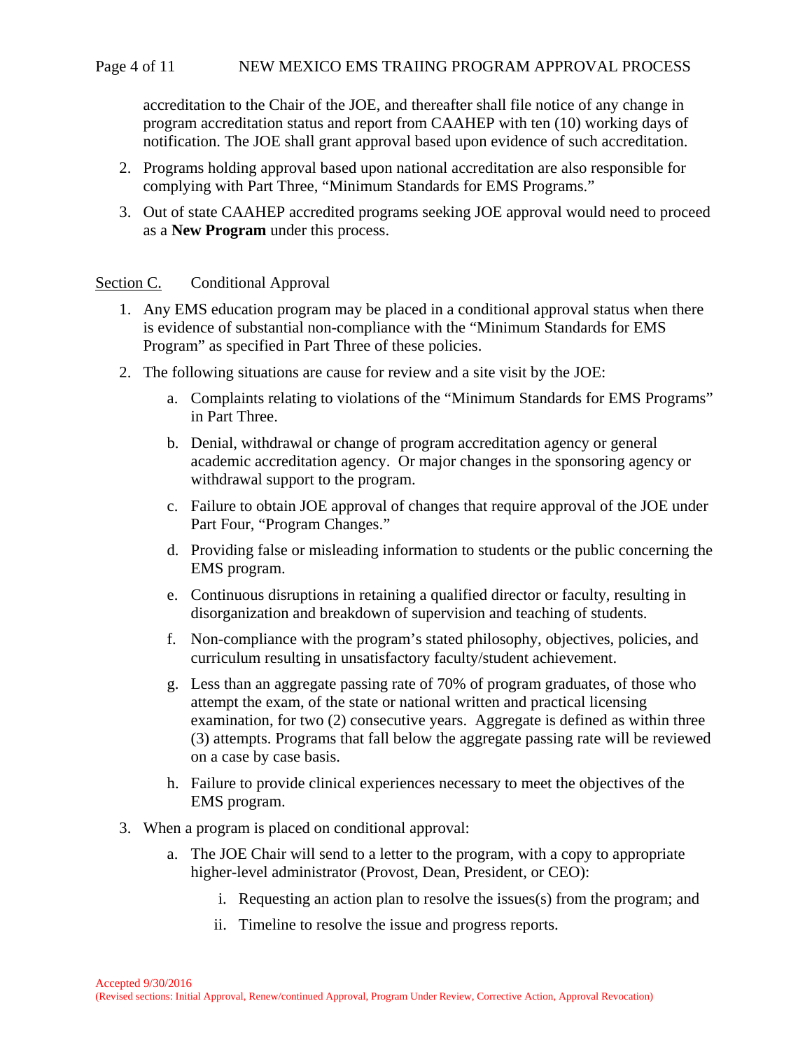accreditation to the Chair of the JOE, and thereafter shall file notice of any change in program accreditation status and report from CAAHEP with ten (10) working days of notification. The JOE shall grant approval based upon evidence of such accreditation.

2. Programs holding approval based upon national accreditation are also responsible for complying with Part Three, “Minimum Standards for EMS Programs.”
3. Out of state CAAHEP accredited programs seeking JOE approval would need to proceed as a **New Program** under this process.

Section C. Conditional Approval

1. Any EMS education program may be placed in a conditional approval status when there is evidence of substantial non-compliance with the “Minimum Standards for EMS Program” as specified in Part Three of these policies.
2. The following situations are cause for review and a site visit by the JOE:
   a. Complaints relating to violations of the “Minimum Standards for EMS Programs” in Part Three.
   b. Denial, withdrawal or change of program accreditation agency or general academic accreditation agency. Or major changes in the sponsoring agency or withdrawal support to the program.
   c. Failure to obtain JOE approval of changes that require approval of the JOE under Part Four, “Program Changes.”
   d. Providing false or misleading information to students or the public concerning the EMS program.
   e. Continuous disruptions in retaining a qualified director or faculty, resulting in disorganization and breakdown of supervision and teaching of students.
   f. Non-compliance with the program’s stated philosophy, objectives, policies, and curriculum resulting in unsatisfactory faculty/student achievement.
   g. Less than an aggregate passing rate of 70% of program graduates, of those who attempt the exam, of the state or national written and practical licensing examination, for two (2) consecutive years. Aggregate is defined as within three (3) attempts. Programs that fall below the aggregate passing rate will be reviewed on a case by case basis.
   h. Failure to provide clinical experiences necessary to meet the objectives of the EMS program.
3. When a program is placed on conditional approval:
   a. The JOE Chair will send to a letter to the program, with a copy to appropriate higher-level administrator (Provost, Dean, President, or CEO):
      i. Requesting an action plan to resolve the issues(s) from the program; and
      ii. Timeline to resolve the issue and progress reports.

Accepted 9/30/2016
(Revised sections: Initial Approval, Renew/continued Approval, Program Under Review, Corrective Action, Approval Revocation)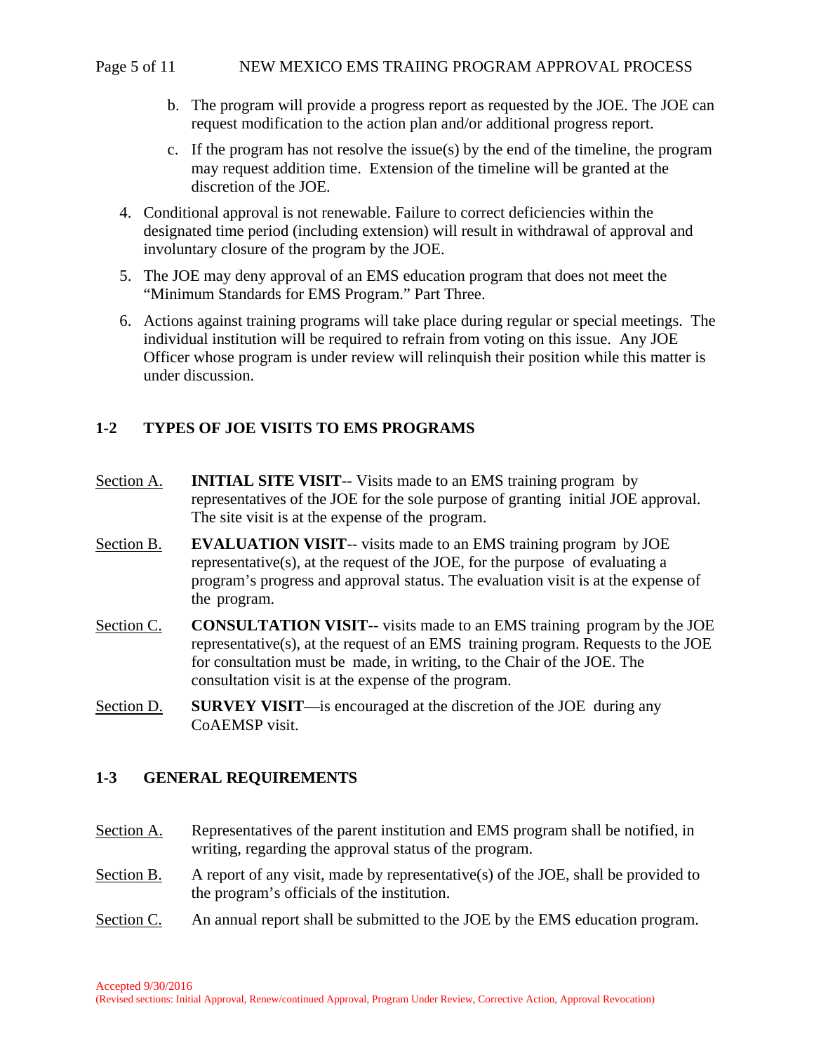b. The program will provide a progress report as requested by the JOE. The JOE can request modification to the action plan and/or additional progress report.

   c. If the program has not resolve the issue(s) by the end of the timeline, the program may request addition time. Extension of the timeline will be granted at the discretion of the JOE.

4. Conditional approval is not renewable. Failure to correct deficiencies within the designated time period (including extension) will result in withdrawal of approval and involuntary closure of the program by the JOE.

5. The JOE may deny approval of an EMS education program that does not meet the "Minimum Standards for EMS Program." Part Three.

6. Actions against training programs will take place during regular or special meetings. The individual institution will be required to refrain from voting on this issue. Any JOE Officer whose program is under review will relinquish their position while this matter is under discussion.

## 1-2 TYPES OF JOE VISITS TO EMS PROGRAMS

Section A. **INITIAL SITE VISIT**-- Visits made to an EMS training program by representatives of the JOE for the sole purpose of granting initial JOE approval. The site visit is at the expense of the program.

Section B. **EVALUATION VISIT**-- visits made to an EMS training program by JOE representative(s), at the request of the JOE, for the purpose of evaluating a program's progress and approval status. The evaluation visit is at the expense of the program.

Section C. **CONSULTATION VISIT**-- visits made to an EMS training program by the JOE representative(s), at the request of an EMS training program. Requests to the JOE for consultation must be made, in writing, to the Chair of the JOE. The consultation visit is at the expense of the program.

Section D. **SURVEY VISIT**—is encouraged at the discretion of the JOE during any CoAEMSP visit.

## 1-3 GENERAL REQUIREMENTS

Section A. Representatives of the parent institution and EMS program shall be notified, in writing, regarding the approval status of the program.

Section B. A report of any visit, made by representative(s) of the JOE, shall be provided to the program's officials of the institution.

Section C. An annual report shall be submitted to the JOE by the EMS education program.

Accepted 9/30/2016
(Revised sections: Initial Approval, Renew/continued Approval, Program Under Review, Corrective Action, Approval Revocation)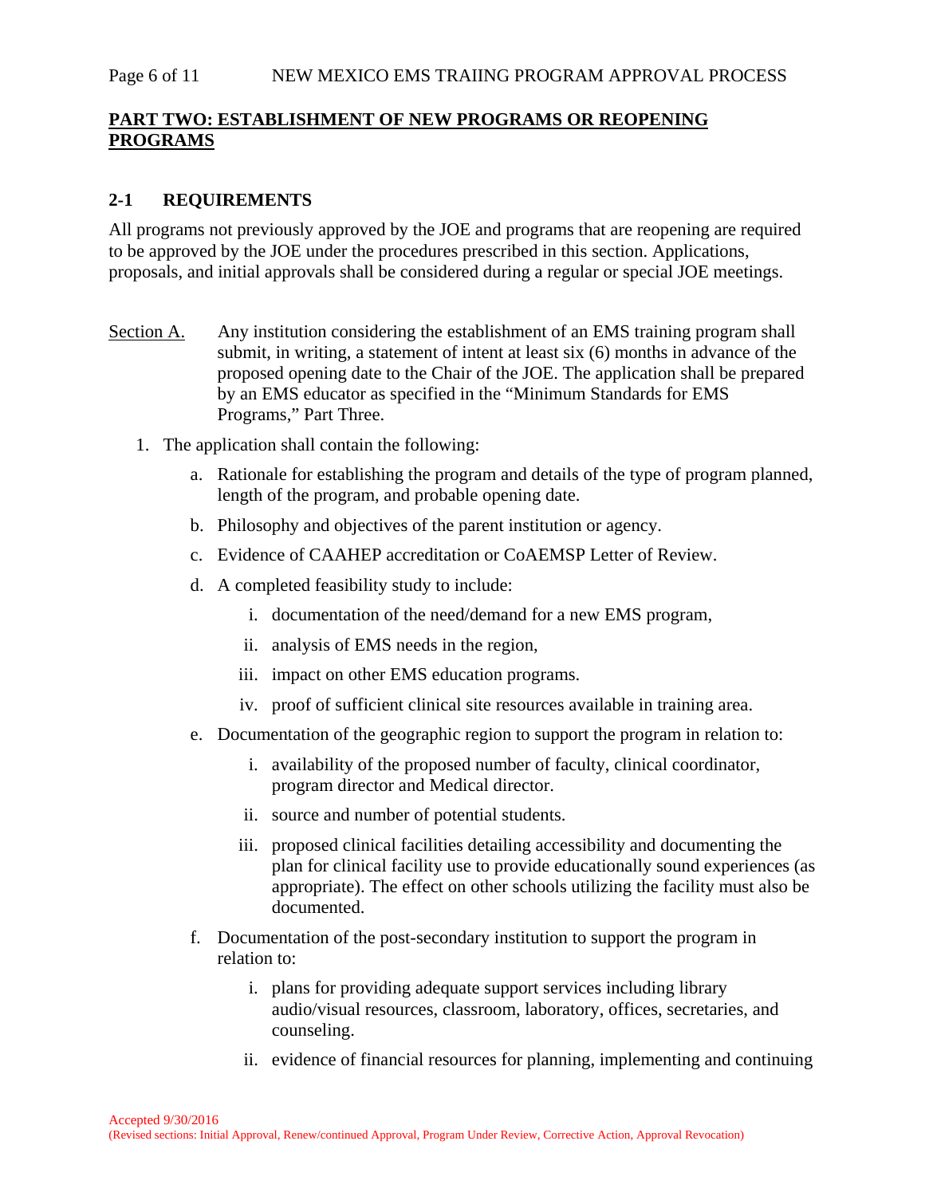## PART TWO: ESTABLISHMENT OF NEW PROGRAMS OR REOPENING PROGRAMS

### 2-1 REQUIREMENTS

All programs not previously approved by the JOE and programs that are reopening are required to be approved by the JOE under the procedures prescribed in this section. Applications, proposals, and initial approvals shall be considered during a regular or special JOE meetings.

Section A. Any institution considering the establishment of an EMS training program shall submit, in writing, a statement of intent at least six (6) months in advance of the proposed opening date to the Chair of the JOE. The application shall be prepared by an EMS educator as specified in the "Minimum Standards for EMS Programs," Part Three.

1. The application shall contain the following:
   a. Rationale for establishing the program and details of the type of program planned, length of the program, and probable opening date.
   b. Philosophy and objectives of the parent institution or agency.
   c. Evidence of CAAHEP accreditation or CoAEMSP Letter of Review.
   d. A completed feasibility study to include:
      i. documentation of the need/demand for a new EMS program,
      ii. analysis of EMS needs in the region,
      iii. impact on other EMS education programs.
      iv. proof of sufficient clinical site resources available in training area.
   e. Documentation of the geographic region to support the program in relation to:
      i. availability of the proposed number of faculty, clinical coordinator, program director and Medical director.
      ii. source and number of potential students.
      iii. proposed clinical facilities detailing accessibility and documenting the plan for clinical facility use to provide educationally sound experiences (as appropriate). The effect on other schools utilizing the facility must also be documented.
   f. Documentation of the post-secondary institution to support the program in relation to:
      i. plans for providing adequate support services including library audio/visual resources, classroom, laboratory, offices, secretaries, and counseling.
      ii. evidence of financial resources for planning, implementing and continuing

Accepted 9/30/2016
(Revised sections: Initial Approval, Renew/continued Approval, Program Under Review, Corrective Action, Approval Revocation)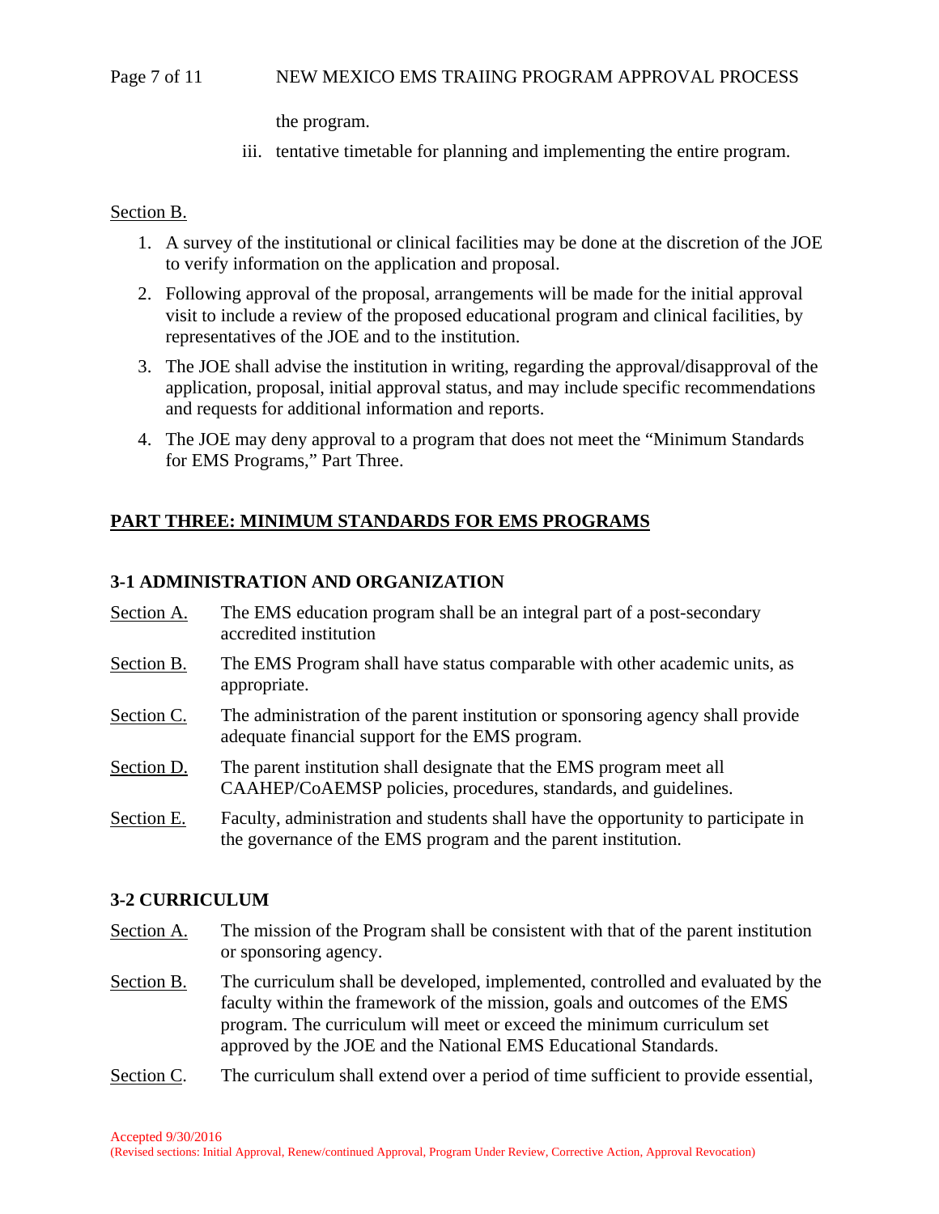the program.

iii. tentative timetable for planning and implementing the entire program.

Section B.

1. A survey of the institutional or clinical facilities may be done at the discretion of the JOE to verify information on the application and proposal.
2. Following approval of the proposal, arrangements will be made for the initial approval visit to include a review of the proposed educational program and clinical facilities, by representatives of the JOE and to the institution.
3. The JOE shall advise the institution in writing, regarding the approval/disapproval of the application, proposal, initial approval status, and may include specific recommendations and requests for additional information and reports.
4. The JOE may deny approval to a program that does not meet the "Minimum Standards for EMS Programs," Part Three.

## PART THREE: MINIMUM STANDARDS FOR EMS PROGRAMS

### 3-1 ADMINISTRATION AND ORGANIZATION

Section A. The EMS education program shall be an integral part of a post-secondary accredited institution

Section B. The EMS Program shall have status comparable with other academic units, as appropriate.

Section C. The administration of the parent institution or sponsoring agency shall provide adequate financial support for the EMS program.

Section D. The parent institution shall designate that the EMS program meet all CAAHEP/CoAEMSP policies, procedures, standards, and guidelines.

Section E. Faculty, administration and students shall have the opportunity to participate in the governance of the EMS program and the parent institution.

### 3-2 CURRICULUM

Section A. The mission of the Program shall be consistent with that of the parent institution or sponsoring agency.

Section B. The curriculum shall be developed, implemented, controlled and evaluated by the faculty within the framework of the mission, goals and outcomes of the EMS program. The curriculum will meet or exceed the minimum curriculum set approved by the JOE and the National EMS Educational Standards.

Section C. The curriculum shall extend over a period of time sufficient to provide essential,

Accepted 9/30/2016
(Revised sections: Initial Approval, Renew/continued Approval, Program Under Review, Corrective Action, Approval Revocation)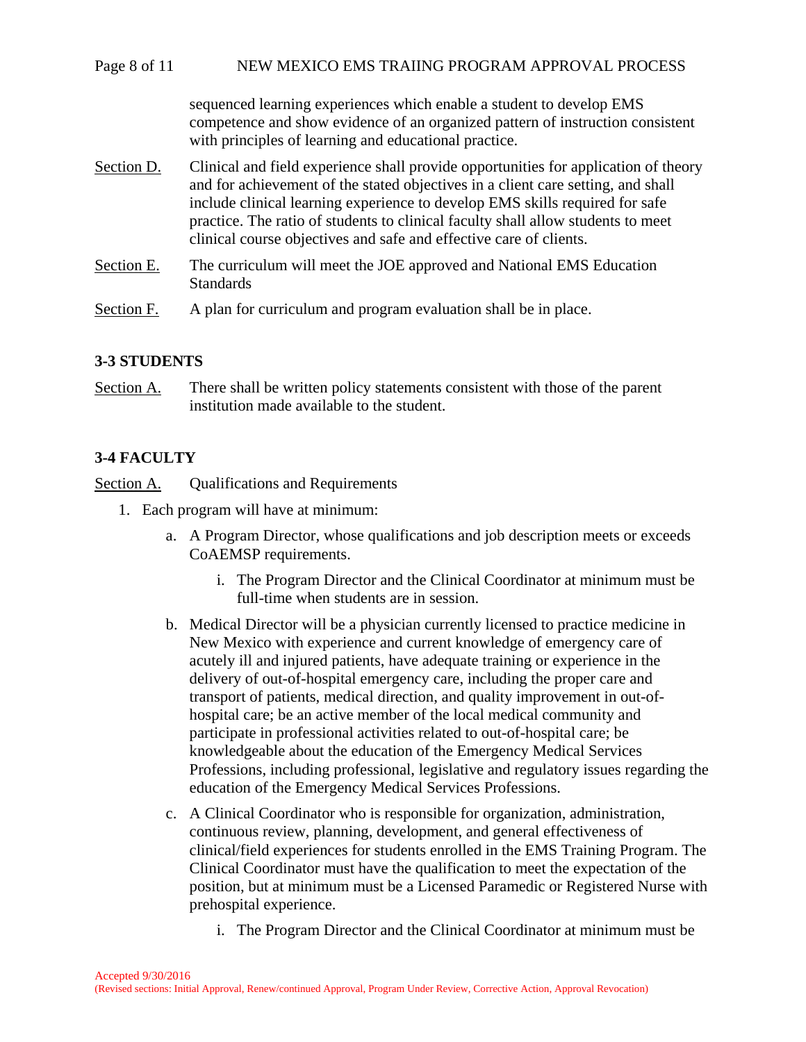sequenced learning experiences which enable a student to develop EMS competence and show evidence of an organized pattern of instruction consistent with principles of learning and educational practice.

Section D. Clinical and field experience shall provide opportunities for application of theory and for achievement of the stated objectives in a client care setting, and shall include clinical learning experience to develop EMS skills required for safe practice. The ratio of students to clinical faculty shall allow students to meet clinical course objectives and safe and effective care of clients.

Section E. The curriculum will meet the JOE approved and National EMS Education Standards

Section F. A plan for curriculum and program evaluation shall be in place.

**3-3 STUDENTS**

Section A. There shall be written policy statements consistent with those of the parent institution made available to the student.

**3-4 FACULTY**

Section A. Qualifications and Requirements

1. Each program will have at minimum:
   a. A Program Director, whose qualifications and job description meets or exceeds CoAEMSP requirements.
      i. The Program Director and the Clinical Coordinator at minimum must be full-time when students are in session.
   b. Medical Director will be a physician currently licensed to practice medicine in New Mexico with experience and current knowledge of emergency care of acutely ill and injured patients, have adequate training or experience in the delivery of out-of-hospital emergency care, including the proper care and transport of patients, medical direction, and quality improvement in out-of-hospital care; be an active member of the local medical community and participate in professional activities related to out-of-hospital care; be knowledgeable about the education of the Emergency Medical Services Professions, including professional, legislative and regulatory issues regarding the education of the Emergency Medical Services Professions.
   c. A Clinical Coordinator who is responsible for organization, administration, continuous review, planning, development, and general effectiveness of clinical/field experiences for students enrolled in the EMS Training Program. The Clinical Coordinator must have the qualification to meet the expectation of the position, but at minimum must be a Licensed Paramedic or Registered Nurse with prehospital experience.
      i. The Program Director and the Clinical Coordinator at minimum must be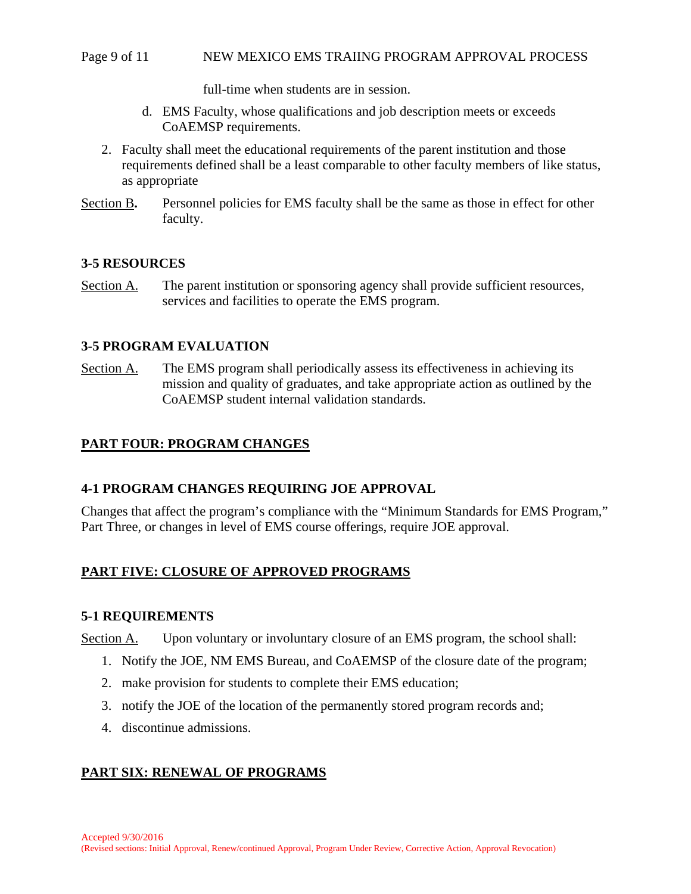full-time when students are in session.

   d. EMS Faculty, whose qualifications and job description meets or exceeds CoAEMSP requirements.

2. Faculty shall meet the educational requirements of the parent institution and those requirements defined shall be a least comparable to other faculty members of like status, as appropriate

Section B**.** Personnel policies for EMS faculty shall be the same as those in effect for other faculty.

### 3-5 RESOURCES

Section A. The parent institution or sponsoring agency shall provide sufficient resources, services and facilities to operate the EMS program.

### 3-5 PROGRAM EVALUATION

Section A. The EMS program shall periodically assess its effectiveness in achieving its mission and quality of graduates, and take appropriate action as outlined by the CoAEMSP student internal validation standards.

## PART FOUR: PROGRAM CHANGES

### 4-1 PROGRAM CHANGES REQUIRING JOE APPROVAL

Changes that affect the program's compliance with the "Minimum Standards for EMS Program," Part Three, or changes in level of EMS course offerings, require JOE approval.

## PART FIVE: CLOSURE OF APPROVED PROGRAMS

### 5-1 REQUIREMENTS

Section A. Upon voluntary or involuntary closure of an EMS program, the school shall:

1. Notify the JOE, NM EMS Bureau, and CoAEMSP of the closure date of the program;
2. make provision for students to complete their EMS education;
3. notify the JOE of the location of the permanently stored program records and;
4. discontinue admissions.

## PART SIX: RENEWAL OF PROGRAMS

Accepted 9/30/2016
(Revised sections: Initial Approval, Renew/continued Approval, Program Under Review, Corrective Action, Approval Revocation)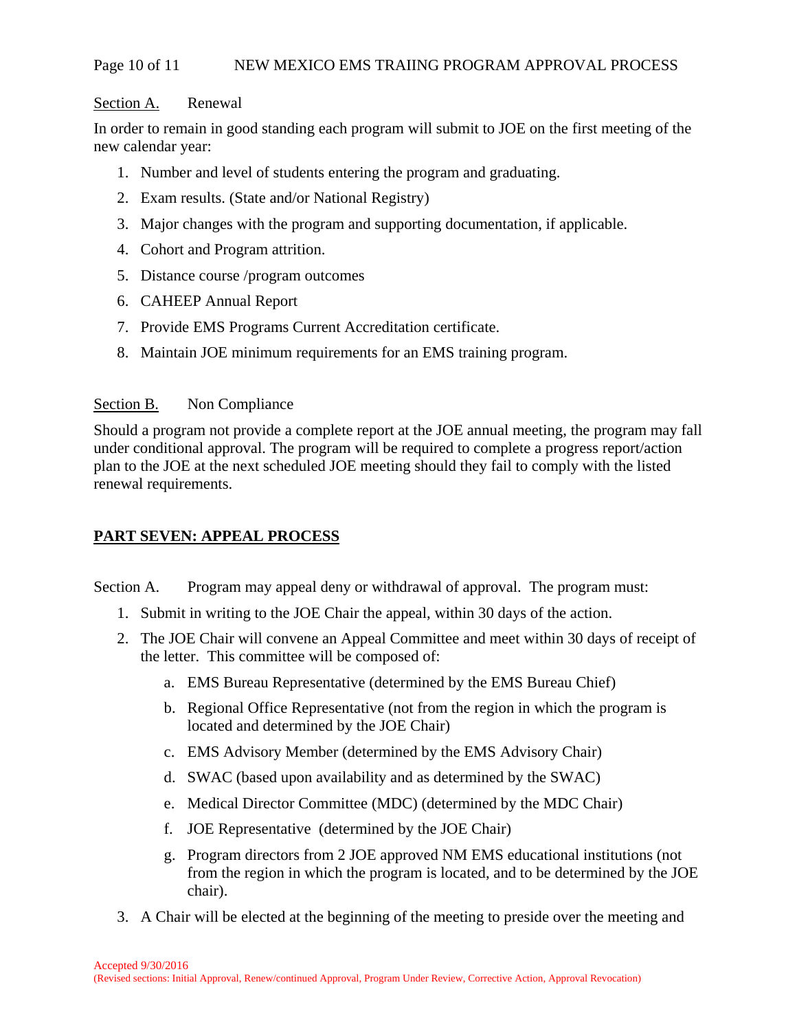Section A. Renewal

In order to remain in good standing each program will submit to JOE on the first meeting of the new calendar year:

1. Number and level of students entering the program and graduating.
2. Exam results. (State and/or National Registry)
3. Major changes with the program and supporting documentation, if applicable.
4. Cohort and Program attrition.
5. Distance course /program outcomes
6. CAHEEP Annual Report
7. Provide EMS Programs Current Accreditation certificate.
8. Maintain JOE minimum requirements for an EMS training program.

Section B. Non Compliance

Should a program not provide a complete report at the JOE annual meeting, the program may fall under conditional approval. The program will be required to complete a progress report/action plan to the JOE at the next scheduled JOE meeting should they fail to comply with the listed renewal requirements.

## PART SEVEN: APPEAL PROCESS

Section A. Program may appeal deny or withdrawal of approval. The program must:

1. Submit in writing to the JOE Chair the appeal, within 30 days of the action.
2. The JOE Chair will convene an Appeal Committee and meet within 30 days of receipt of the letter. This committee will be composed of:
   a. EMS Bureau Representative (determined by the EMS Bureau Chief)
   b. Regional Office Representative (not from the region in which the program is located and determined by the JOE Chair)
   c. EMS Advisory Member (determined by the EMS Advisory Chair)
   d. SWAC (based upon availability and as determined by the SWAC)
   e. Medical Director Committee (MDC) (determined by the MDC Chair)
   f. JOE Representative (determined by the JOE Chair)
   g. Program directors from 2 JOE approved NM EMS educational institutions (not from the region in which the program is located, and to be determined by the JOE chair).
3. A Chair will be elected at the beginning of the meeting to preside over the meeting and

Accepted 9/30/2016
(Revised sections: Initial Approval, Renew/continued Approval, Program Under Review, Corrective Action, Approval Revocation)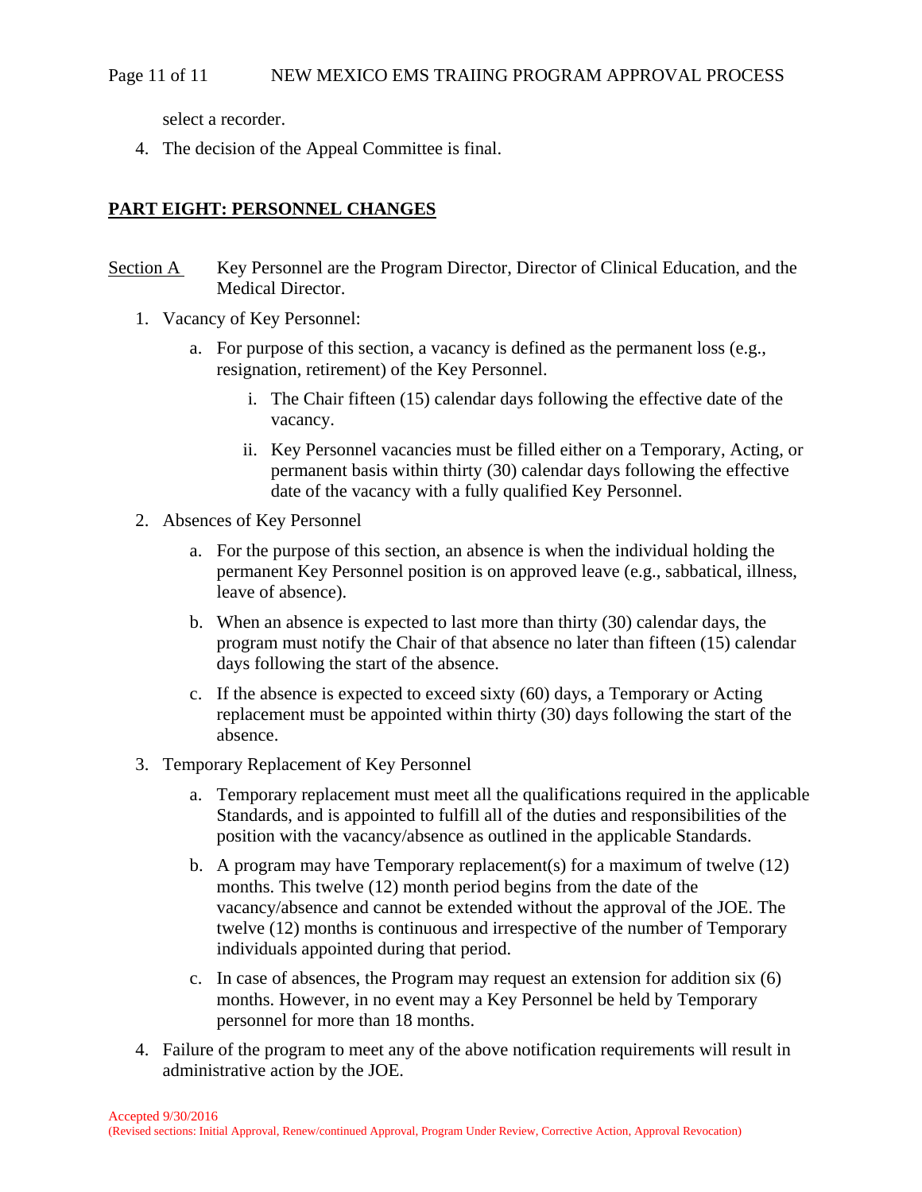select a recorder.

4. The decision of the Appeal Committee is final.

## PART EIGHT: PERSONNEL CHANGES

Section A Key Personnel are the Program Director, Director of Clinical Education, and the Medical Director.

1. Vacancy of Key Personnel:
    a. For purpose of this section, a vacancy is defined as the permanent loss (e.g., resignation, retirement) of the Key Personnel.
        i. The Chair fifteen (15) calendar days following the effective date of the vacancy.
        ii. Key Personnel vacancies must be filled either on a Temporary, Acting, or permanent basis within thirty (30) calendar days following the effective date of the vacancy with a fully qualified Key Personnel.
2. Absences of Key Personnel
    a. For the purpose of this section, an absence is when the individual holding the permanent Key Personnel position is on approved leave (e.g., sabbatical, illness, leave of absence).
    b. When an absence is expected to last more than thirty (30) calendar days, the program must notify the Chair of that absence no later than fifteen (15) calendar days following the start of the absence.
    c. If the absence is expected to exceed sixty (60) days, a Temporary or Acting replacement must be appointed within thirty (30) days following the start of the absence.
3. Temporary Replacement of Key Personnel
    a. Temporary replacement must meet all the qualifications required in the applicable Standards, and is appointed to fulfill all of the duties and responsibilities of the position with the vacancy/absence as outlined in the applicable Standards.
    b. A program may have Temporary replacement(s) for a maximum of twelve (12) months. This twelve (12) month period begins from the date of the vacancy/absence and cannot be extended without the approval of the JOE. The twelve (12) months is continuous and irrespective of the number of Temporary individuals appointed during that period.
    c. In case of absences, the Program may request an extension for addition six (6) months. However, in no event may a Key Personnel be held by Temporary personnel for more than 18 months.
4. Failure of the program to meet any of the above notification requirements will result in administrative action by the JOE.

Accepted 9/30/2016
(Revised sections: Initial Approval, Renew/continued Approval, Program Under Review, Corrective Action, Approval Revocation)